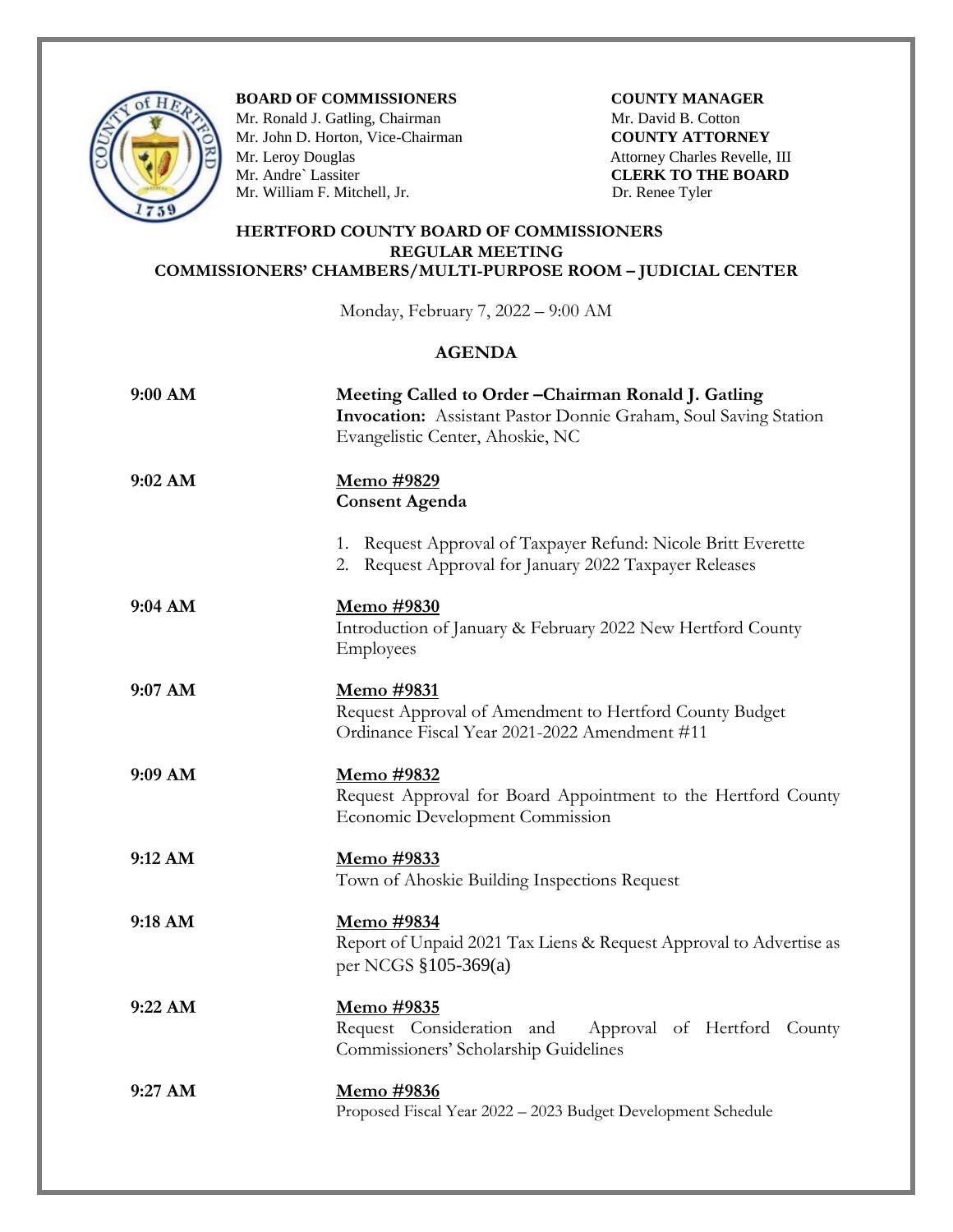**BOARD OF COMMISSIONERS**
Mr. Ronald J. Gatling, Chairman
Mr. John D. Horton, Vice-Chairman
Mr. Leroy Douglas
Mr. Andre` Lassiter
Mr. William F. Mitchell, Jr.

**COUNTY MANAGER**
Mr. David B. Cotton
**COUNTY ATTORNEY**
Attorney Charles Revelle, III
**CLERK TO THE BOARD**
Dr. Renee Tyler

# HERTFORD COUNTY BOARD OF COMMISSIONERS
## REGULAR MEETING
## COMMISSIONERS' CHAMBERS/MULTI-PURPOSE ROOM – JUDICIAL CENTER

Monday, February 7, 2022 – 9:00 AM

## AGENDA

**9:00 AM**

**Meeting Called to Order –Chairman Ronald J. Gatling**
**Invocation:** Assistant Pastor Donnie Graham, Soul Saving Station Evangelistic Center, Ahoskie, NC

**9:02 AM**

**Memo #9829**
**Consent Agenda**

1. Request Approval of Taxpayer Refund: Nicole Britt Everette
2. Request Approval for January 2022 Taxpayer Releases

**9:04 AM**

**Memo #9830**
Introduction of January & February 2022 New Hertford County Employees

**9:07 AM**

**Memo #9831**
Request Approval of Amendment to Hertford County Budget Ordinance Fiscal Year 2021-2022 Amendment #11

**9:09 AM**

**Memo #9832**
Request Approval for Board Appointment to the Hertford County Economic Development Commission

**9:12 AM**

**Memo #9833**
Town of Ahoskie Building Inspections Request

**9:18 AM**

**Memo #9834**
Report of Unpaid 2021 Tax Liens & Request Approval to Advertise as per NCGS §105-369(a)

**9:22 AM**

**Memo #9835**
Request Consideration and Approval of Hertford County Commissioners' Scholarship Guidelines

**9:27 AM**

**Memo #9836**
Proposed Fiscal Year 2022 – 2023 Budget Development Schedule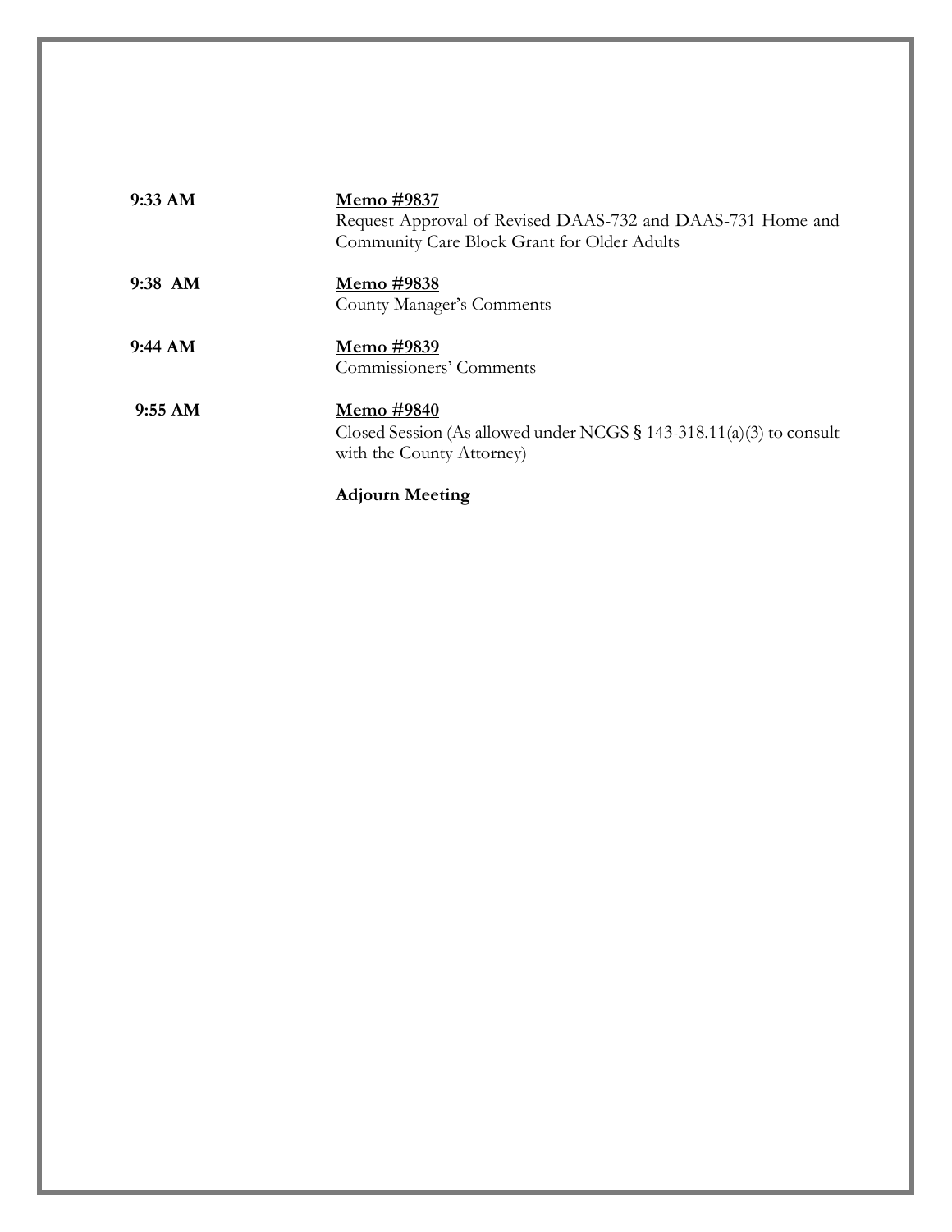| | |
|---|---|
| **9:33 AM** | **Memo #9837**<br>Request Approval of Revised DAAS-732 and DAAS-731 Home and Community Care Block Grant for Older Adults |
| **9:38 AM** | **Memo #9838**<br>County Manager's Comments |
| **9:44 AM** | **Memo #9839**<br>Commissioners' Comments |
| **9:55 AM** | **Memo #9840**<br>Closed Session (As allowed under NCGS § 143-318.11(a)(3) to consult with the County Attorney) |
| | **Adjourn Meeting** |